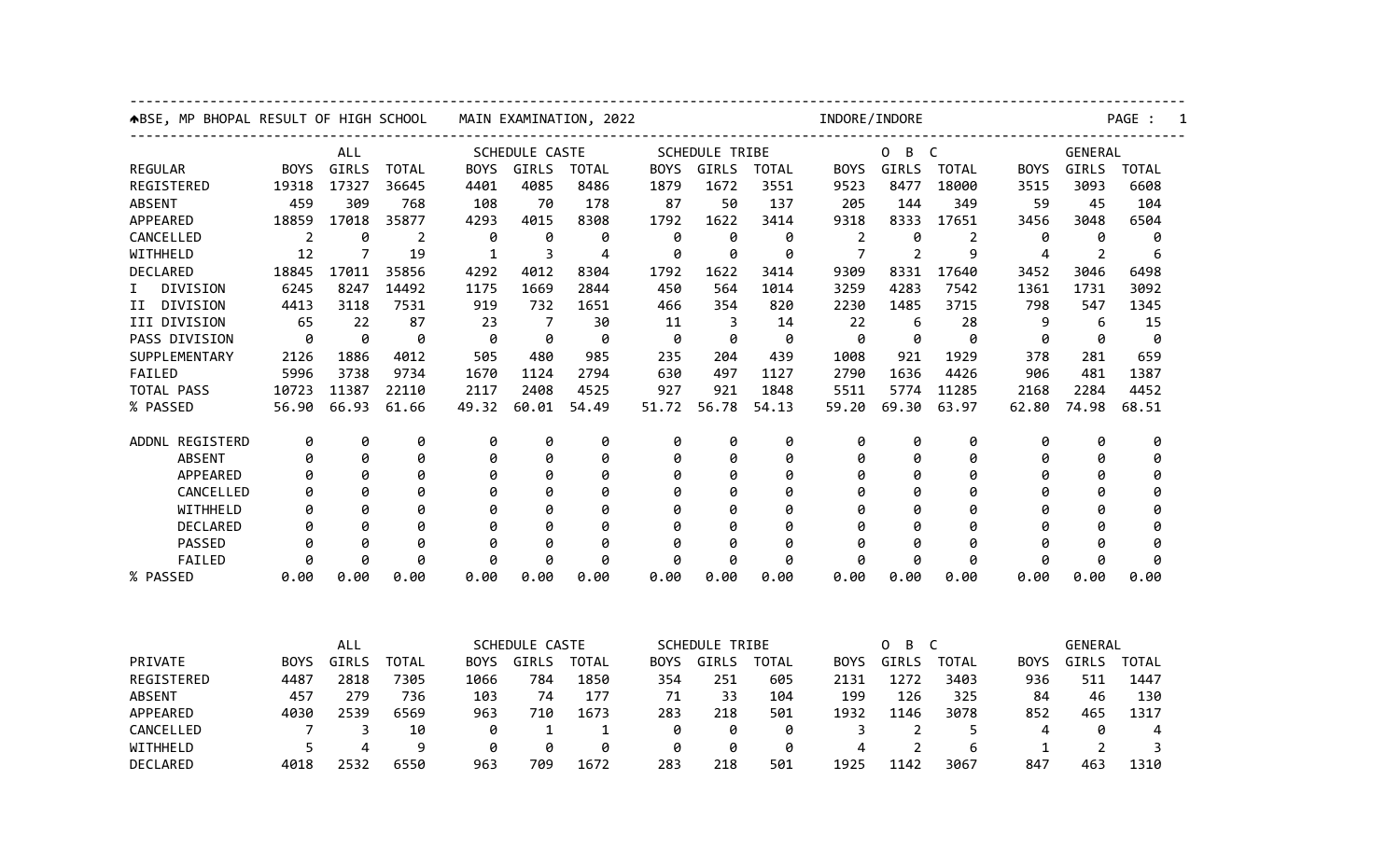# BSE, MP BHOPAL RESULT OF HIGH SCHOOL MAIN EXAMINATION, 2022 — INDORE/INDORE

| REGULAR | ALL | | | SCHEDULE CASTE | | | SCHEDULE TRIBE | | | O B C | | | GENERAL | | |
|---|---|---|---|---|---|---|---|---|---|---|---|---|---|---|---|
| | BOYS | GIRLS | TOTAL | BOYS | GIRLS | TOTAL | BOYS | GIRLS | TOTAL | BOYS | GIRLS | TOTAL | BOYS | GIRLS | TOTAL |
| REGISTERED | 19318 | 17327 | 36645 | 4401 | 4085 | 8486 | 1879 | 1672 | 3551 | 9523 | 8477 | 18000 | 3515 | 3093 | 6608 |
| ABSENT | 459 | 309 | 768 | 108 | 70 | 178 | 87 | 50 | 137 | 205 | 144 | 349 | 59 | 45 | 104 |
| APPEARED | 18859 | 17018 | 35877 | 4293 | 4015 | 8308 | 1792 | 1622 | 3414 | 9318 | 8333 | 17651 | 3456 | 3048 | 6504 |
| CANCELLED | 2 | 0 | 2 | 0 | 0 | 0 | 0 | 0 | 0 | 2 | 0 | 2 | 0 | 0 | 0 |
| WITHHELD | 12 | 7 | 19 | 1 | 3 | 4 | 0 | 0 | 0 | 7 | 2 | 9 | 4 | 2 | 6 |
| DECLARED | 18845 | 17011 | 35856 | 4292 | 4012 | 8304 | 1792 | 1622 | 3414 | 9309 | 8331 | 17640 | 3452 | 3046 | 6498 |
| I DIVISION | 6245 | 8247 | 14492 | 1175 | 1669 | 2844 | 450 | 564 | 1014 | 3259 | 4283 | 7542 | 1361 | 1731 | 3092 |
| II DIVISION | 4413 | 3118 | 7531 | 919 | 732 | 1651 | 466 | 354 | 820 | 2230 | 1485 | 3715 | 798 | 547 | 1345 |
| III DIVISION | 65 | 22 | 87 | 23 | 7 | 30 | 11 | 3 | 14 | 22 | 6 | 28 | 9 | 6 | 15 |
| PASS DIVISION | 0 | 0 | 0 | 0 | 0 | 0 | 0 | 0 | 0 | 0 | 0 | 0 | 0 | 0 | 0 |
| SUPPLEMENTARY | 2126 | 1886 | 4012 | 505 | 480 | 985 | 235 | 204 | 439 | 1008 | 921 | 1929 | 378 | 281 | 659 |
| FAILED | 5996 | 3738 | 9734 | 1670 | 1124 | 2794 | 630 | 497 | 1127 | 2790 | 1636 | 4426 | 906 | 481 | 1387 |
| TOTAL PASS | 10723 | 11387 | 22110 | 2117 | 2408 | 4525 | 927 | 921 | 1848 | 5511 | 5774 | 11285 | 2168 | 2284 | 4452 |
| % PASSED | 56.90 | 66.93 | 61.66 | 49.32 | 60.01 | 54.49 | 51.72 | 56.78 | 54.13 | 59.20 | 69.30 | 63.97 | 62.80 | 74.98 | 68.51 |
| ADDNL REGISTERD | 0 | 0 | 0 | 0 | 0 | 0 | 0 | 0 | 0 | 0 | 0 | 0 | 0 | 0 | 0 |
| ABSENT | 0 | 0 | 0 | 0 | 0 | 0 | 0 | 0 | 0 | 0 | 0 | 0 | 0 | 0 | 0 |
| APPEARED | 0 | 0 | 0 | 0 | 0 | 0 | 0 | 0 | 0 | 0 | 0 | 0 | 0 | 0 | 0 |
| CANCELLED | 0 | 0 | 0 | 0 | 0 | 0 | 0 | 0 | 0 | 0 | 0 | 0 | 0 | 0 | 0 |
| WITHHELD | 0 | 0 | 0 | 0 | 0 | 0 | 0 | 0 | 0 | 0 | 0 | 0 | 0 | 0 | 0 |
| DECLARED | 0 | 0 | 0 | 0 | 0 | 0 | 0 | 0 | 0 | 0 | 0 | 0 | 0 | 0 | 0 |
| PASSED | 0 | 0 | 0 | 0 | 0 | 0 | 0 | 0 | 0 | 0 | 0 | 0 | 0 | 0 | 0 |
| FAILED | 0 | 0 | 0 | 0 | 0 | 0 | 0 | 0 | 0 | 0 | 0 | 0 | 0 | 0 | 0 |
| % PASSED | 0.00 | 0.00 | 0.00 | 0.00 | 0.00 | 0.00 | 0.00 | 0.00 | 0.00 | 0.00 | 0.00 | 0.00 | 0.00 | 0.00 | 0.00 |

| PRIVATE | ALL | | | SCHEDULE CASTE | | | SCHEDULE TRIBE | | | O B C | | | GENERAL | | |
|---|---|---|---|---|---|---|---|---|---|---|---|---|---|---|---|
| | BOYS | GIRLS | TOTAL | BOYS | GIRLS | TOTAL | BOYS | GIRLS | TOTAL | BOYS | GIRLS | TOTAL | BOYS | GIRLS | TOTAL |
| REGISTERED | 4487 | 2818 | 7305 | 1066 | 784 | 1850 | 354 | 251 | 605 | 2131 | 1272 | 3403 | 936 | 511 | 1447 |
| ABSENT | 457 | 279 | 736 | 103 | 74 | 177 | 71 | 33 | 104 | 199 | 126 | 325 | 84 | 46 | 130 |
| APPEARED | 4030 | 2539 | 6569 | 963 | 710 | 1673 | 283 | 218 | 501 | 1932 | 1146 | 3078 | 852 | 465 | 1317 |
| CANCELLED | 7 | 3 | 10 | 0 | 1 | 1 | 0 | 0 | 0 | 3 | 2 | 5 | 4 | 0 | 4 |
| WITHHELD | 5 | 4 | 9 | 0 | 0 | 0 | 0 | 0 | 0 | 4 | 2 | 6 | 1 | 2 | 3 |
| DECLARED | 4018 | 2532 | 6550 | 963 | 709 | 1672 | 283 | 218 | 501 | 1925 | 1142 | 3067 | 847 | 463 | 1310 |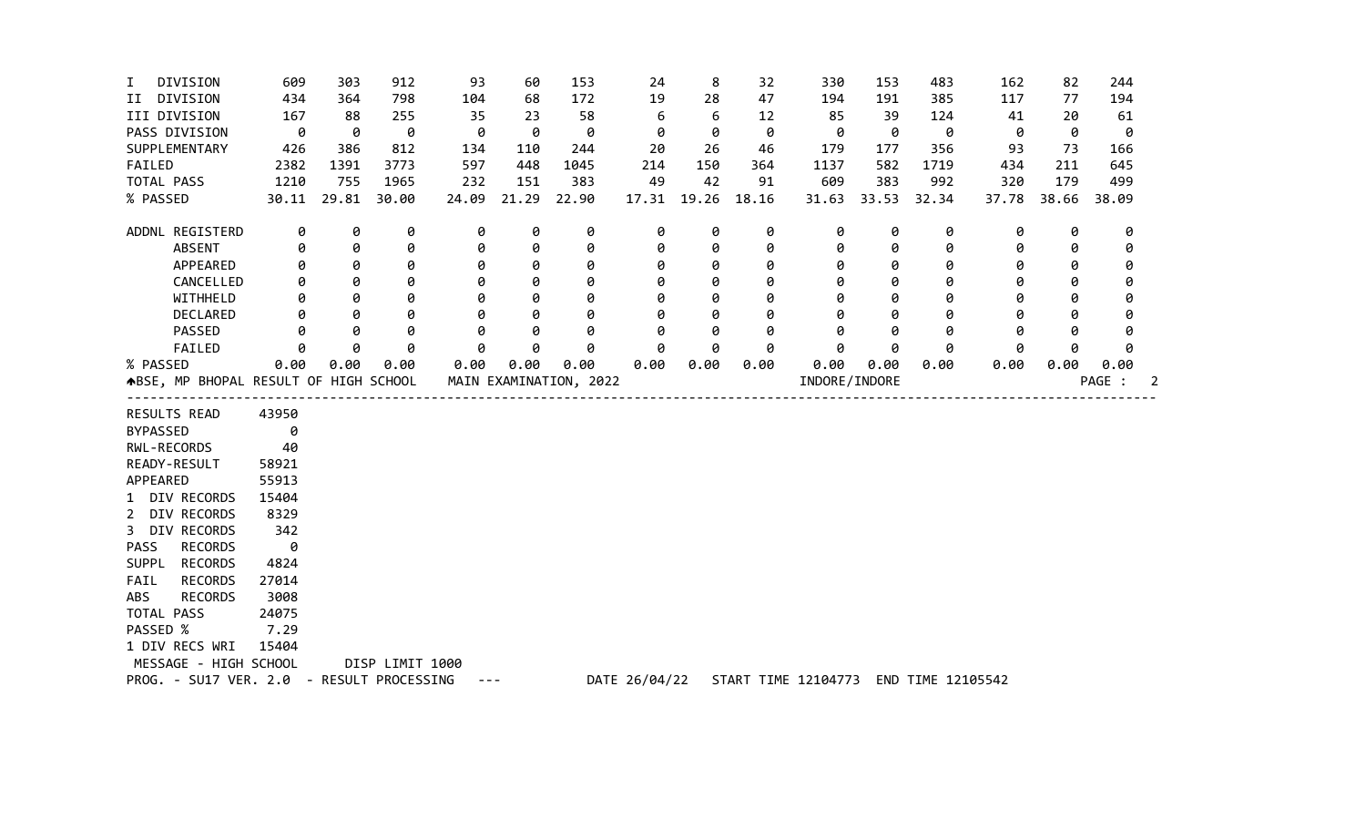| | | | | | | | | | | | | | | | |
|---|---|---|---|---|---|---|---|---|---|---|---|---|---|---|---|
| I DIVISION | 609 | 303 | 912 | 93 | 60 | 153 | 24 | 8 | 32 | 330 | 153 | 483 | 162 | 82 | 244 |
| II DIVISION | 434 | 364 | 798 | 104 | 68 | 172 | 19 | 28 | 47 | 194 | 191 | 385 | 117 | 77 | 194 |
| III DIVISION | 167 | 88 | 255 | 35 | 23 | 58 | 6 | 6 | 12 | 85 | 39 | 124 | 41 | 20 | 61 |
| PASS DIVISION | 0 | 0 | 0 | 0 | 0 | 0 | 0 | 0 | 0 | 0 | 0 | 0 | 0 | 0 | 0 |
| SUPPLEMENTARY | 426 | 386 | 812 | 134 | 110 | 244 | 20 | 26 | 46 | 179 | 177 | 356 | 93 | 73 | 166 |
| FAILED | 2382 | 1391 | 3773 | 597 | 448 | 1045 | 214 | 150 | 364 | 1137 | 582 | 1719 | 434 | 211 | 645 |
| TOTAL PASS | 1210 | 755 | 1965 | 232 | 151 | 383 | 49 | 42 | 91 | 609 | 383 | 992 | 320 | 179 | 499 |
| % PASSED | 30.11 | 29.81 | 30.00 | 24.09 | 21.29 | 22.90 | 17.31 | 19.26 | 18.16 | 31.63 | 33.53 | 32.34 | 37.78 | 38.66 | 38.09 |
| ADDNL REGISTERD | 0 | 0 | 0 | 0 | 0 | 0 | 0 | 0 | 0 | 0 | 0 | 0 | 0 | 0 | 0 |
| ABSENT | 0 | 0 | 0 | 0 | 0 | 0 | 0 | 0 | 0 | 0 | 0 | 0 | 0 | 0 | 0 |
| APPEARED | 0 | 0 | 0 | 0 | 0 | 0 | 0 | 0 | 0 | 0 | 0 | 0 | 0 | 0 | 0 |
| CANCELLED | 0 | 0 | 0 | 0 | 0 | 0 | 0 | 0 | 0 | 0 | 0 | 0 | 0 | 0 | 0 |
| WITHHELD | 0 | 0 | 0 | 0 | 0 | 0 | 0 | 0 | 0 | 0 | 0 | 0 | 0 | 0 | 0 |
| DECLARED | 0 | 0 | 0 | 0 | 0 | 0 | 0 | 0 | 0 | 0 | 0 | 0 | 0 | 0 | 0 |
| PASSED | 0 | 0 | 0 | 0 | 0 | 0 | 0 | 0 | 0 | 0 | 0 | 0 | 0 | 0 | 0 |
| FAILED | 0 | 0 | 0 | 0 | 0 | 0 | 0 | 0 | 0 | 0 | 0 | 0 | 0 | 0 | 0 |
| % PASSED | 0.00 | 0.00 | 0.00 | 0.00 | 0.00 | 0.00 | 0.00 | 0.00 | 0.00 | 0.00 | 0.00 | 0.00 | 0.00 | 0.00 | 0.00 |

BSE, MP BHOPAL RESULT OF HIGH SCHOOL MAIN EXAMINATION, 2022 INDORE/INDORE

| | |
|---|---|
| RESULTS READ | 43950 |
| BYPASSED | 0 |
| RWL-RECORDS | 40 |
| READY-RESULT | 58921 |
| APPEARED | 55913 |
| 1 DIV RECORDS | 15404 |
| 2 DIV RECORDS | 8329 |
| 3 DIV RECORDS | 342 |
| PASS RECORDS | 0 |
| SUPPL RECORDS | 4824 |
| FAIL RECORDS | 27014 |
| ABS RECORDS | 3008 |
| TOTAL PASS | 24075 |
| PASSED % | 7.29 |
| 1 DIV RECS WRI | 15404 |

MESSAGE - HIGH SCHOOL DISP LIMIT 1000

PROG. - SU17 VER. 2.0 - RESULT PROCESSING --- DATE 26/04/22 START TIME 12104773 END TIME 12105542